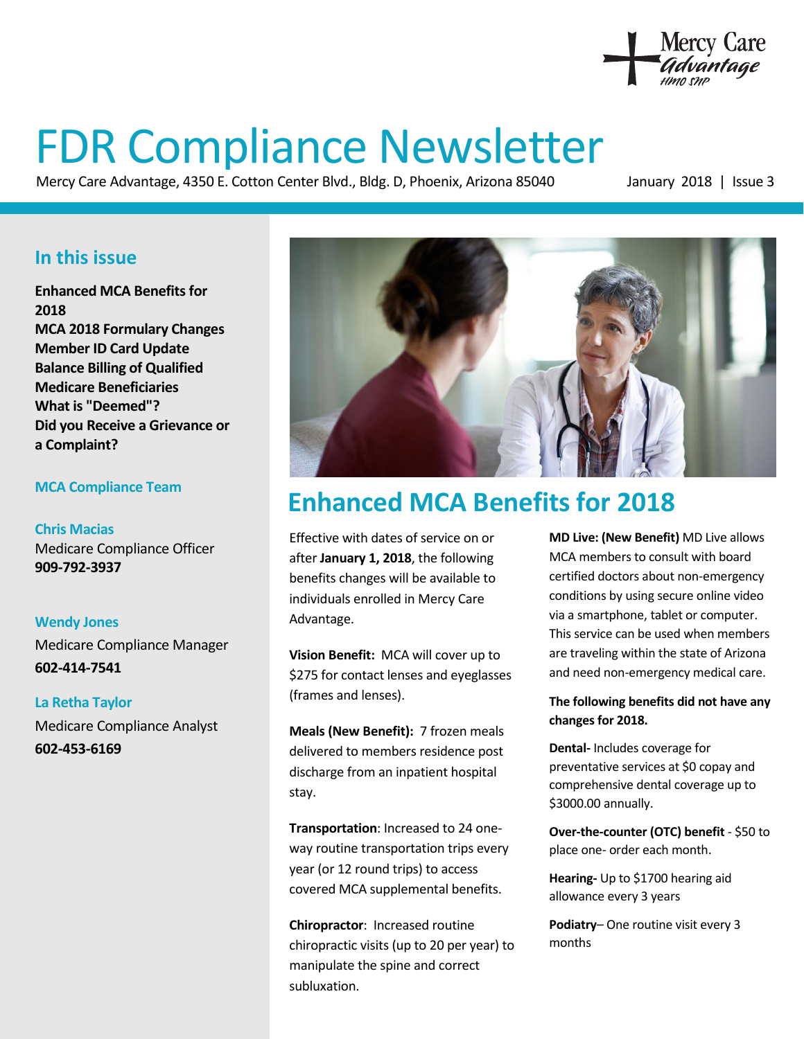Mercy Care Advantage HMO SNP

# FDR Compliance Newsletter

Mercy Care Advantage, 4350 E. Cotton Center Blvd., Bldg. D, Phoenix, Arizona 85040

January 2018 | Issue 3

## In this issue

**Enhanced MCA Benefits for 2018**
**MCA 2018 Formulary Changes**
**Member ID Card Update**
**Balance Billing of Qualified Medicare Beneficiaries**
**What is "Deemed"?**
**Did you Receive a Grievance or a Complaint?**

### MCA Compliance Team

**Chris Macias**
Medicare Compliance Officer
**909-792-3937**

**Wendy Jones**
Medicare Compliance Manager
**602-414-7541**

**La Retha Taylor**
Medicare Compliance Analyst
**602-453-6169**

## Enhanced MCA Benefits for 2018

Effective with dates of service on or after **January 1, 2018**, the following benefits changes will be available to individuals enrolled in Mercy Care Advantage.

**Vision Benefit:** MCA will cover up to $275 for contact lenses and eyeglasses (frames and lenses).

**Meals (New Benefit):** 7 frozen meals delivered to members residence post discharge from an inpatient hospital stay.

**Transportation**: Increased to 24 one-way routine transportation trips every year (or 12 round trips) to access covered MCA supplemental benefits.

**Chiropractor**: Increased routine chiropractic visits (up to 20 per year) to manipulate the spine and correct subluxation.

**MD Live: (New Benefit)** MD Live allows MCA members to consult with board certified doctors about non-emergency conditions by using secure online video via a smartphone, tablet or computer. This service can be used when members are traveling within the state of Arizona and need non-emergency medical care.

**The following benefits did not have any changes for 2018.**

**Dental-** Includes coverage for preventative services at $0 copay and comprehensive dental coverage up to $3000.00 annually.

**Over-the-counter (OTC) benefit** - $50 to place one- order each month.

**Hearing-** Up to $1700 hearing aid allowance every 3 years

**Podiatry**– One routine visit every 3 months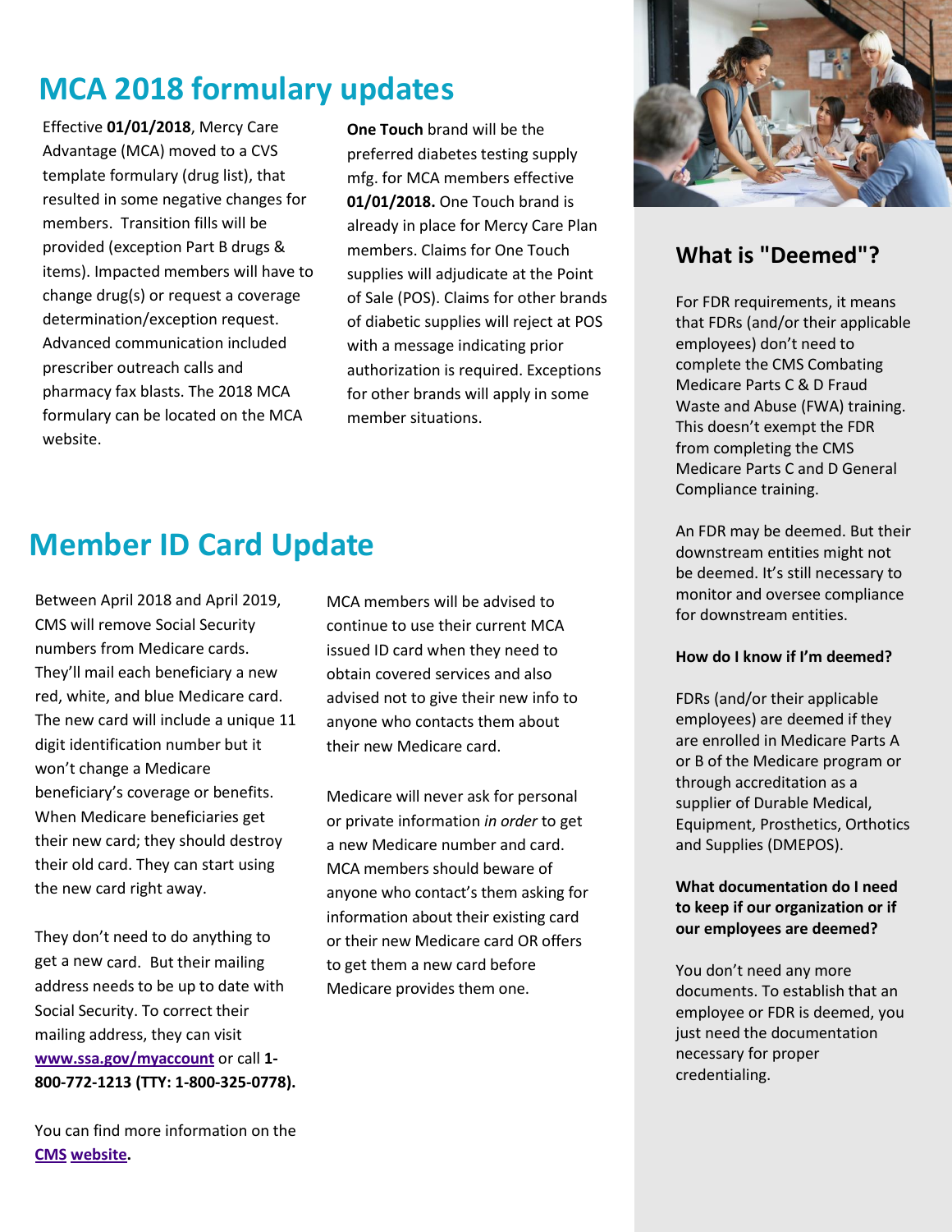## MCA 2018 formulary updates

Effective **01/01/2018**, Mercy Care Advantage (MCA) moved to a CVS template formulary (drug list), that resulted in some negative changes for members. Transition fills will be provided (exception Part B drugs & items). Impacted members will have to change drug(s) or request a coverage determination/exception request. Advanced communication included prescriber outreach calls and pharmacy fax blasts. The 2018 MCA formulary can be located on the MCA website.

**One Touch** brand will be the preferred diabetes testing supply mfg. for MCA members effective **01/01/2018.** One Touch brand is already in place for Mercy Care Plan members. Claims for One Touch supplies will adjudicate at the Point of Sale (POS). Claims for other brands of diabetic supplies will reject at POS with a message indicating prior authorization is required. Exceptions for other brands will apply in some member situations.

## Member ID Card Update

Between April 2018 and April 2019, CMS will remove Social Security numbers from Medicare cards. They'll mail each beneficiary a new red, white, and blue Medicare card. The new card will include a unique 11 digit identification number but it won't change a Medicare beneficiary's coverage or benefits. When Medicare beneficiaries get their new card; they should destroy their old card. They can start using the new card right away.

They don't need to do anything to get a new card. But their mailing address needs to be up to date with Social Security. To correct their mailing address, they can visit **www.ssa.gov/myaccount** or call **1-800-772-1213 (TTY: 1-800-325-0778).**

You can find more information on the **CMS website.**

MCA members will be advised to continue to use their current MCA issued ID card when they need to obtain covered services and also advised not to give their new info to anyone who contacts them about their new Medicare card.

Medicare will never ask for personal or private information *in order* to get a new Medicare number and card. MCA members should beware of anyone who contact's them asking for information about their existing card or their new Medicare card OR offers to get them a new card before Medicare provides them one.

## What is "Deemed"?

For FDR requirements, it means that FDRs (and/or their applicable employees) don't need to complete the CMS Combating Medicare Parts C & D Fraud Waste and Abuse (FWA) training. This doesn't exempt the FDR from completing the CMS Medicare Parts C and D General Compliance training.

An FDR may be deemed. But their downstream entities might not be deemed. It's still necessary to monitor and oversee compliance for downstream entities.

**How do I know if I'm deemed?**

FDRs (and/or their applicable employees) are deemed if they are enrolled in Medicare Parts A or B of the Medicare program or through accreditation as a supplier of Durable Medical, Equipment, Prosthetics, Orthotics and Supplies (DMEPOS).

**What documentation do I need to keep if our organization or if our employees are deemed?**

You don't need any more documents. To establish that an employee or FDR is deemed, you just need the documentation necessary for proper credentialing.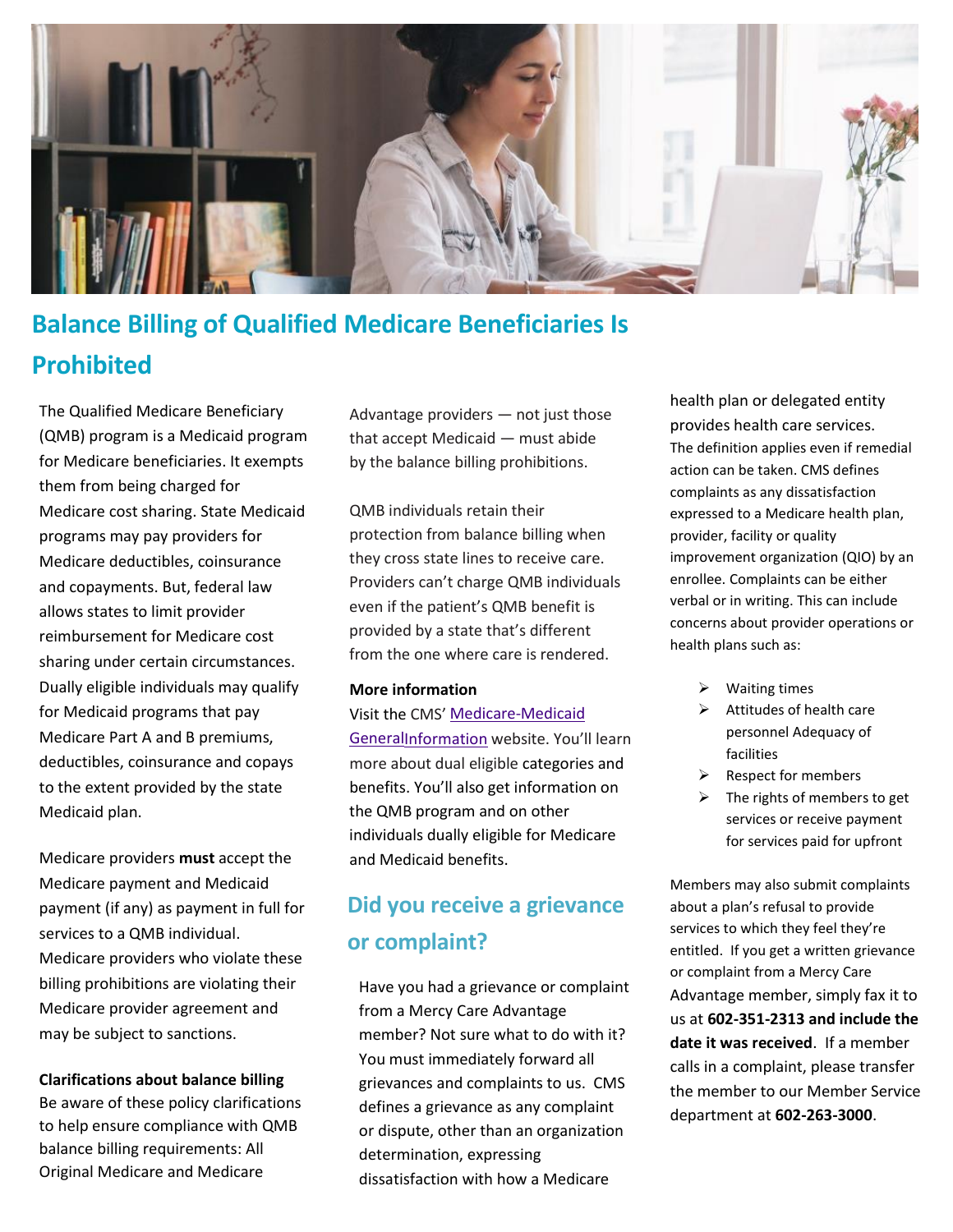## Balance Billing of Qualified Medicare Beneficiaries Is Prohibited

The Qualified Medicare Beneficiary (QMB) program is a Medicaid program for Medicare beneficiaries. It exempts them from being charged for Medicare cost sharing. State Medicaid programs may pay providers for Medicare deductibles, coinsurance and copayments. But, federal law allows states to limit provider reimbursement for Medicare cost sharing under certain circumstances. Dually eligible individuals may qualify for Medicaid programs that pay Medicare Part A and B premiums, deductibles, coinsurance and copays to the extent provided by the state Medicaid plan.

Medicare providers **must** accept the Medicare payment and Medicaid payment (if any) as payment in full for services to a QMB individual. Medicare providers who violate these billing prohibitions are violating their Medicare provider agreement and may be subject to sanctions.

**Clarifications about balance billing**
Be aware of these policy clarifications to help ensure compliance with QMB balance billing requirements: All Original Medicare and Medicare Advantage providers — not just those that accept Medicaid — must abide by the balance billing prohibitions.

QMB individuals retain their protection from balance billing when they cross state lines to receive care. Providers can't charge QMB individuals even if the patient's QMB benefit is provided by a state that's different from the one where care is rendered.

**More information**
Visit the CMS' Medicare-Medicaid GeneralInformation website. You'll learn more about dual eligible categories and benefits. You'll also get information on the QMB program and on other individuals dually eligible for Medicare and Medicaid benefits.

## Did you receive a grievance or complaint?

Have you had a grievance or complaint from a Mercy Care Advantage member? Not sure what to do with it? You must immediately forward all grievances and complaints to us. CMS defines a grievance as any complaint or dispute, other than an organization determination, expressing dissatisfaction with how a Medicare health plan or delegated entity provides health care services. The definition applies even if remedial action can be taken. CMS defines complaints as any dissatisfaction expressed to a Medicare health plan, provider, facility or quality improvement organization (QIO) by an enrollee. Complaints can be either verbal or in writing. This can include concerns about provider operations or health plans such as:

- Waiting times
- Attitudes of health care personnel Adequacy of facilities
- Respect for members
- The rights of members to get services or receive payment for services paid for upfront

Members may also submit complaints about a plan's refusal to provide services to which they feel they're entitled. If you get a written grievance or complaint from a Mercy Care Advantage member, simply fax it to us at **602-351-2313 and include the date it was received**. If a member calls in a complaint, please transfer the member to our Member Service department at **602-263-3000**.